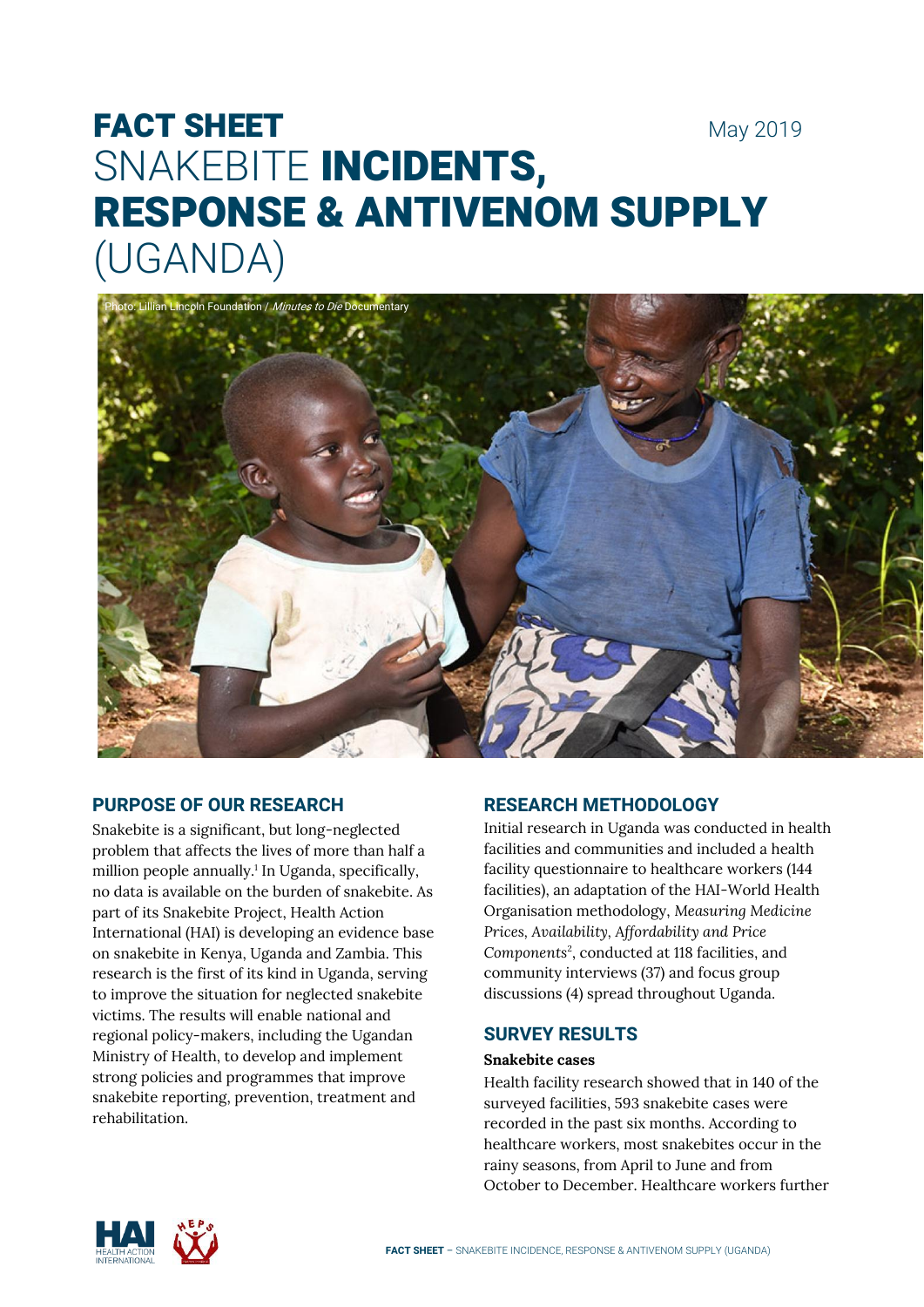# FACT SHEET

May 2019

# SNAKEBITE **INCIDENTS, RESPONSE & ANTIVENOM SUPPLY** (UGANDA)

Photo: Lillian Lincoln Foundation / *Minutes to Die* Documentary

## PURPOSE OF OUR RESEARCH

Snakebite is a significant, but long-neglected problem that affects the lives of more than half a million people annually.[1] In Uganda, specifically, no data is available on the burden of snakebite. As part of its Snakebite Project, Health Action International (HAI) is developing an evidence base on snakebite in Kenya, Uganda and Zambia. This research is the first of its kind in Uganda, serving to improve the situation for neglected snakebite victims. The results will enable national and regional policy-makers, including the Ugandan Ministry of Health, to develop and implement strong policies and programmes that improve snakebite reporting, prevention, treatment and rehabilitation.

## RESEARCH METHODOLOGY

Initial research in Uganda was conducted in health facilities and communities and included a health facility questionnaire to healthcare workers (144 facilities), an adaptation of the HAI-World Health Organisation methodology, *Measuring Medicine Prices, Availability, Affordability and Price Components*[2], conducted at 118 facilities, and community interviews (37) and focus group discussions (4) spread throughout Uganda.

## SURVEY RESULTS

**Snakebite cases**

Health facility research showed that in 140 of the surveyed facilities, 593 snakebite cases were recorded in the past six months. According to healthcare workers, most snakebites occur in the rainy seasons, from April to June and from October to December. Healthcare workers further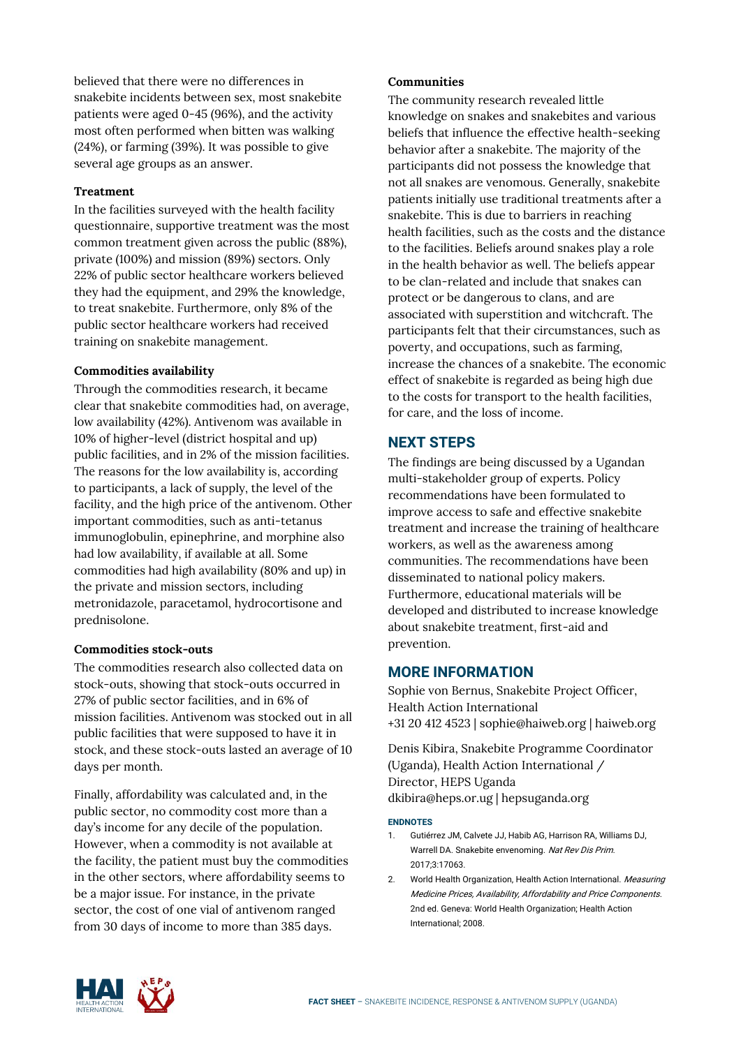believed that there were no differences in snakebite incidents between sex, most snakebite patients were aged 0-45 (96%), and the activity most often performed when bitten was walking (24%), or farming (39%). It was possible to give several age groups as an answer.

**Treatment**

In the facilities surveyed with the health facility questionnaire, supportive treatment was the most common treatment given across the public (88%), private (100%) and mission (89%) sectors. Only 22% of public sector healthcare workers believed they had the equipment, and 29% the knowledge, to treat snakebite. Furthermore, only 8% of the public sector healthcare workers had received training on snakebite management.

**Commodities availability**

Through the commodities research, it became clear that snakebite commodities had, on average, low availability (42%). Antivenom was available in 10% of higher-level (district hospital and up) public facilities, and in 2% of the mission facilities. The reasons for the low availability is, according to participants, a lack of supply, the level of the facility, and the high price of the antivenom. Other important commodities, such as anti-tetanus immunoglobulin, epinephrine, and morphine also had low availability, if available at all. Some commodities had high availability (80% and up) in the private and mission sectors, including metronidazole, paracetamol, hydrocortisone and prednisolone.

**Commodities stock-outs**

The commodities research also collected data on stock-outs, showing that stock-outs occurred in 27% of public sector facilities, and in 6% of mission facilities. Antivenom was stocked out in all public facilities that were supposed to have it in stock, and these stock-outs lasted an average of 10 days per month.

Finally, affordability was calculated and, in the public sector, no commodity cost more than a day's income for any decile of the population. However, when a commodity is not available at the facility, the patient must buy the commodities in the other sectors, where affordability seems to be a major issue. For instance, in the private sector, the cost of one vial of antivenom ranged from 30 days of income to more than 385 days.

**Communities**

The community research revealed little knowledge on snakes and snakebites and various beliefs that influence the effective health-seeking behavior after a snakebite. The majority of the participants did not possess the knowledge that not all snakes are venomous. Generally, snakebite patients initially use traditional treatments after a snakebite. This is due to barriers in reaching health facilities, such as the costs and the distance to the facilities. Beliefs around snakes play a role in the health behavior as well. The beliefs appear to be clan-related and include that snakes can protect or be dangerous to clans, and are associated with superstition and witchcraft. The participants felt that their circumstances, such as poverty, and occupations, such as farming, increase the chances of a snakebite. The economic effect of snakebite is regarded as being high due to the costs for transport to the health facilities, for care, and the loss of income.

## NEXT STEPS

The findings are being discussed by a Ugandan multi-stakeholder group of experts. Policy recommendations have been formulated to improve access to safe and effective snakebite treatment and increase the training of healthcare workers, as well as the awareness among communities. The recommendations have been disseminated to national policy makers. Furthermore, educational materials will be developed and distributed to increase knowledge about snakebite treatment, first-aid and prevention.

## MORE INFORMATION

Sophie von Bernus, Snakebite Project Officer, Health Action International
+31 20 412 4523 | sophie@haiweb.org | haiweb.org

Denis Kibira, Snakebite Programme Coordinator (Uganda), Health Action International / Director, HEPS Uganda
dkibira@heps.or.ug | hepsuganda.org

#### ENDNOTES

1. Gutiérrez JM, Calvete JJ, Habib AG, Harrison RA, Williams DJ, Warrell DA. Snakebite envenoming. *Nat Rev Dis Prim.* 2017;3:17063.
2. World Health Organization, Health Action International. *Measuring Medicine Prices, Availability, Affordability and Price Components.* 2nd ed. Geneva: World Health Organization; Health Action International; 2008.